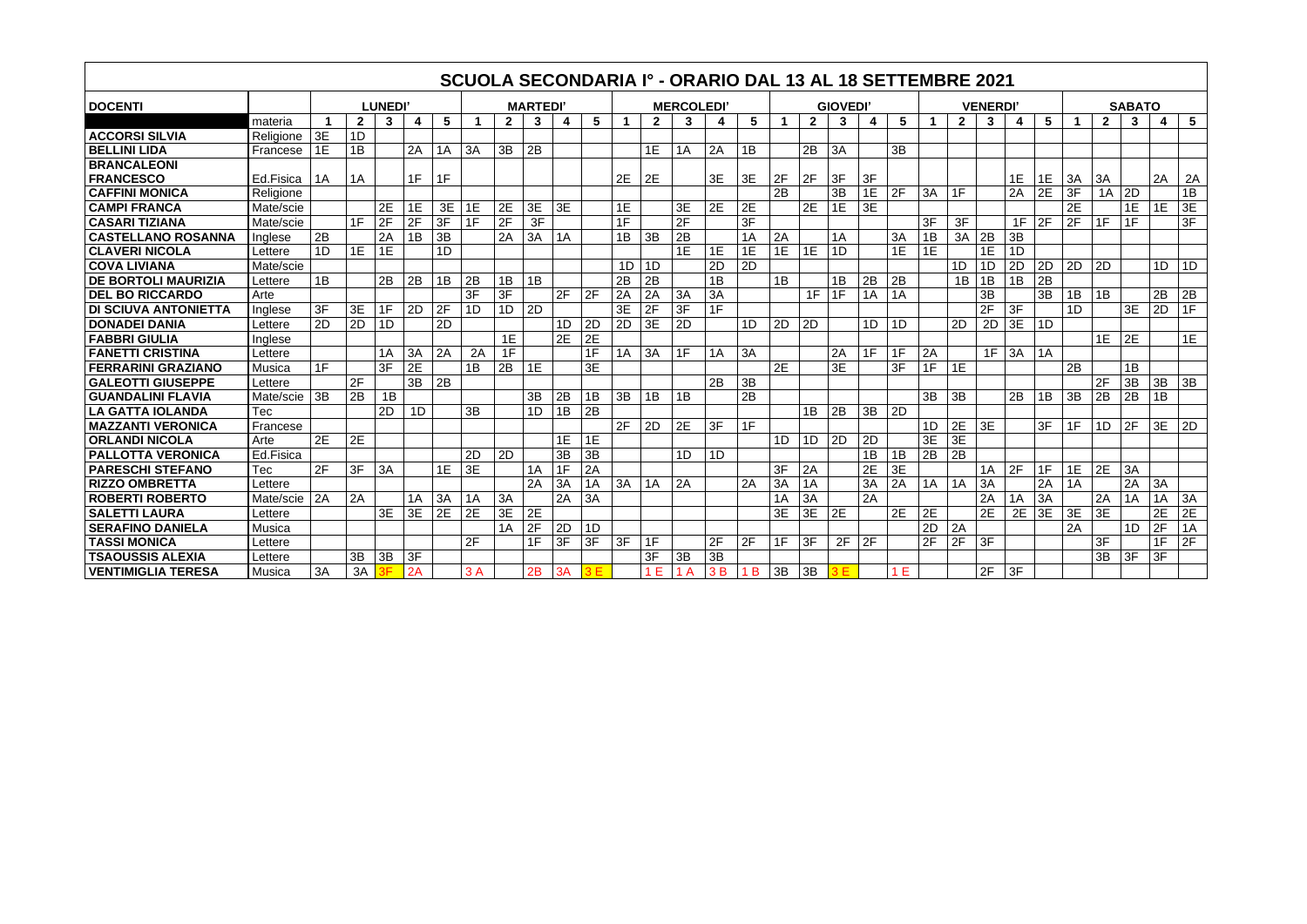# SCUOLA SECONDARIA I° - ORARIO DAL 13 AL 18 SETTEMBRE 2021

| DOCENTI | | LUNEDI' | | | | | MARTEDI' | | | | | MERCOLEDI' | | | | | GIOVEDI' | | | | | VENERDI' | | | | | SABATO | | | | |
|---|---|---|---|---|---|---|---|---|---|---|---|---|---|---|---|---|---|---|---|---|---|---|---|---|---|---|---|---|---|---|---|
| | materia | 1 | 2 | 3 | 4 | 5 | 1 | 2 | 3 | 4 | 5 | 1 | 2 | 3 | 4 | 5 | 1 | 2 | 3 | 4 | 5 | 1 | 2 | 3 | 4 | 5 | 1 | 2 | 3 | 4 | 5 |
| ACCORSI SILVIA | Religione | 3E | 1D | | | | | | | | | | | | | | | | | | | | | | | | | | | | |
| BELLINI LIDA | Francese | 1E | 1B | | 2A | 1A | 3A | 3B | 2B | | | | 1E | 1A | 2A | 1B | | 2B | 3A | | 3B | | | | | | | | | | |
| BRANCALEONI FRANCESCO | Ed.Fisica | 1A | 1A | | 1F | 1F | | | | | | 2E | 2E | | 3E | 3E | 2F | 2F | 3F | 3F | | | | | 1E | 1E | 3A | 3A | | 2A | 2A |
| CAFFINI MONICA | Religione | | | | | | | | | | | | | | | | 2B | | 3B | 1E | 2F | 3A | 1F | | 2A | 2E | 3F | 1A | 2D | | 1B |
| CAMPI FRANCA | Mate/scie | | | 2E | 1E | 3E | 1E | 2E | 3E | 3E | | 1E | | 3E | 2E | 2E | | 2E | 1E | 3E | | | | | | | 2E | | 1E | 1E | 3E |
| CASARI TIZIANA | Mate/scie | | 1F | 2F | 2F | 3F | 1F | 2F | 3F | | | 1F | | 2F | | 3F | | | | | | 3F | 3F | | 1F | 2F | 2F | 1F | 1F | | 3F |
| CASTELLANO ROSANNA | Inglese | 2B | | 2A | 1B | 3B | | 2A | 3A | 1A | | 1B | 3B | 2B | | 1A | 2A | | 1A | | 3A | 1B | 3A | 2B | 3B | | | | | | |
| CLAVERI NICOLA | Lettere | 1D | 1E | 1E | | 1D | | | | | | | | 1E | 1E | 1E | 1E | 1E | 1D | | 1E | 1E | | 1E | 1D | | | | | | |
| COVA LIVIANA | Mate/scie | | | | | | | | | | | 1D | 1D | | 2D | 2D | | | | | | | 1D | 1D | 2D | 2D | 2D | 2D | | 1D | 1D |
| DE BORTOLI MAURIZIA | Lettere | 1B | | 2B | 2B | 1B | 2B | 1B | 1B | | | 2B | 2B | | 1B | | 1B | | 1B | 2B | 2B | | 1B | 1B | 1B | 2B | | | | | |
| DEL BO RICCARDO | Arte | | | | | | 3F | 3F | | 2F | 2F | 2A | 2A | 3A | 3A | | | 1F | 1F | 1A | 1A | | | 3B | | 3B | 1B | 1B | | 2B | 2B |
| DI SCIUVA ANTONIETTA | Inglese | 3F | 3E | 1F | 2D | 2F | 1D | 1D | 2D | | | 3E | 2F | 3F | 1F | | | | | | | | | 2F | 3F | | 1D | | 3E | 2D | 1F |
| DONADEI DANIA | Lettere | 2D | 2D | 1D | | 2D | | | | 1D | 2D | 2D | 3E | 2D | | 1D | 2D | 2D | | 1D | 1D | | 2D | 2D | 3E | 1D | | | | | |
| FABBRI GIULIA | Inglese | | | | | | | 1E | | 2E | 2E | | | | | | | | | | | | | | | | | 1E | 2E | | 1E |
| FANETTI CRISTINA | Lettere | | | 1A | 3A | 2A | 2A | 1F | | | 1F | 1A | 3A | 1F | 1A | 3A | | | 2A | 1F | 1F | 2A | | 1F | 3A | 1A | | | | | |
| FERRARINI GRAZIANO | Musica | 1F | | 3F | 2E | | 1B | 2B | 1E | | 3E | | | | | | 2E | | 3E | | 3F | 1F | 1E | | | | 2B | | 1B | | |
| GALEOTTI GIUSEPPE | Lettere | | 2F | | 3B | 2B | | | | | | | | | 2B | 3B | | | | | | | | | | | | 2F | 3B | 3B | 3B |
| GUANDALINI FLAVIA | Mate/scie | 3B | 2B | 1B | | | | | 3B | 2B | 1B | 3B | 1B | 1B | | 2B | | | | | | 3B | 3B | | 2B | 1B | 3B | 2B | 2B | 1B | |
| LA GATTA IOLANDA | Tec | | | 2D | 1D | | 3B | | 1D | 1B | 2B | | | | | | | 1B | 2B | 3B | 2D | | | | | | | | | | |
| MAZZANTI VERONICA | Francese | | | | | | | | | | | 2F | 2D | 2E | 3F | 1F | | | | | | 1D | 2E | 3E | | 3F | 1F | 1D | 2F | 3E | 2D |
| ORLANDI NICOLA | Arte | 2E | 2E | | | | | | | 1E | 1E | | | | | | 1D | 1D | 2D | 2D | | 3E | 3E | | | | | | | | |
| PALLOTTA VERONICA | Ed.Fisica | | | | | | 2D | 2D | | 3B | 3B | | | 1D | 1D | | | | | 1B | 1B | 2B | 2B | | | | | | | | |
| PARESCHI STEFANO | Tec | 2F | 3F | 3A | | 1E | 3E | | 1A | 1F | 2A | | | | | | 3F | 2A | | 2E | 3E | | | 1A | 2F | 1F | 1E | 2E | 3A | | |
| RIZZO OMBRETTA | Lettere | | | | | | | | 2A | 3A | 1A | 3A | 1A | 2A | | 2A | 3A | 1A | | 3A | 2A | 1A | 1A | 3A | | 2A | 1A | | 2A | 3A | |
| ROBERTI ROBERTO | Mate/scie | 2A | 2A | | 1A | 3A | 1A | 3A | | 2A | 3A | | | | | | 1A | 3A | | 2A | | | | 2A | 1A | 3A | | 2A | 1A | 1A | 3A |
| SALETTI LAURA | Lettere | | | 3E | 3E | 2E | 2E | 3E | 2E | | | | | | | | 3E | 3E | 2E | | 2E | 2E | | 2E | 2E | 3E | 3E | 3E | | 2E | 2E |
| SERAFINO DANIELA | Musica | | | | | | | 1A | 2F | 2D | 1D | | | | | | | | | | | 2D | 2A | | | | 2A | | 1D | 2F | 1A |
| TASSI MONICA | Lettere | | | | | | 2F | | 1F | 3F | 3F | 3F | 1F | | 2F | 2F | 1F | 3F | 2F | 2F | | 2F | 2F | 3F | | | | 3F | | 1F | 2F |
| TSAOUSSIS ALEXIA | Lettere | | 3B | 3B | 3F | | | | | | | | 3F | 3B | 3B | | | | | | | | | | | | | 3B | 3F | 3F | |
| VENTIMIGLIA TERESA | Musica | 3A | 3A | 3F | 2A | | 3 A | | 2B | 3A | 3 E | | 1 E | 1 A | 3 B | 1 B | 3B | 3B | 3 E | | 1 E | | | 2F | 3F | | | | | | |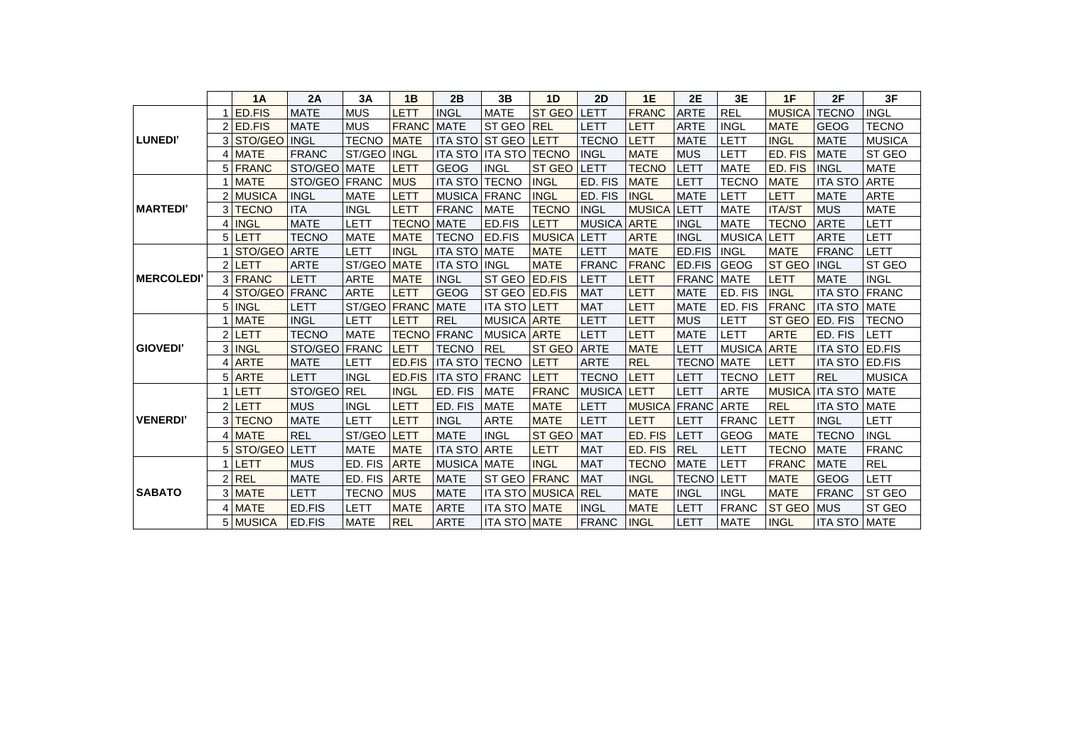| | | 1A | 2A | 3A | 1B | 2B | 3B | 1D | 2D | 1E | 2E | 3E | 1F | 2F | 3F |
|---|---|---|---|---|---|---|---|---|---|---|---|---|---|---|---|
| LUNEDI' | 1 | ED.FIS | MATE | MUS | LETT | INGL | MATE | ST GEO | LETT | FRANC | ARTE | REL | MUSICA | TECNO | INGL |
| | 2 | ED.FIS | MATE | MUS | FRANC | MATE | ST GEO | REL | LETT | LETT | ARTE | INGL | MATE | GEOG | TECNO |
| | 3 | STO/GEO | INGL | TECNO | MATE | ITA STO | ST GEO | LETT | TECNO | LETT | MATE | LETT | INGL | MATE | MUSICA |
| | 4 | MATE | FRANC | ST/GEO | INGL | ITA STO | ITA STO | TECNO | INGL | MATE | MUS | LETT | ED. FIS | MATE | ST GEO |
| | 5 | FRANC | STO/GEO | MATE | LETT | GEOG | INGL | ST GEO | LETT | TECNO | LETT | MATE | ED. FIS | INGL | MATE |
| MARTEDI' | 1 | MATE | STO/GEO | FRANC | MUS | ITA STO | TECNO | INGL | ED. FIS | MATE | LETT | TECNO | MATE | ITA STO | ARTE |
| | 2 | MUSICA | INGL | MATE | LETT | MUSICA | FRANC | INGL | ED. FIS | INGL | MATE | LETT | LETT | MATE | ARTE |
| | 3 | TECNO | ITA | INGL | LETT | FRANC | MATE | TECNO | INGL | MUSICA | LETT | MATE | ITA/ST | MUS | MATE |
| | 4 | INGL | MATE | LETT | TECNO | MATE | ED.FIS | LETT | MUSICA | ARTE | INGL | MATE | TECNO | ARTE | LETT |
| | 5 | LETT | TECNO | MATE | MATE | TECNO | ED.FIS | MUSICA | LETT | ARTE | INGL | MUSICA | LETT | ARTE | LETT |
| MERCOLEDI' | 1 | STO/GEO | ARTE | LETT | INGL | ITA STO | MATE | MATE | LETT | MATE | ED.FIS | INGL | MATE | FRANC | LETT |
| | 2 | LETT | ARTE | ST/GEO | MATE | ITA STO | INGL | MATE | FRANC | FRANC | ED.FIS | GEOG | ST GEO | INGL | ST GEO |
| | 3 | FRANC | LETT | ARTE | MATE | INGL | ST GEO | ED.FIS | LETT | LETT | FRANC | MATE | LETT | MATE | INGL |
| | 4 | STO/GEO | FRANC | ARTE | LETT | GEOG | ST GEO | ED.FIS | MAT | LETT | MATE | ED. FIS | INGL | ITA STO | FRANC |
| | 5 | INGL | LETT | ST/GEO | FRANC | MATE | ITA STO | LETT | MAT | LETT | MATE | ED. FIS | FRANC | ITA STO | MATE |
| GIOVEDI' | 1 | MATE | INGL | LETT | LETT | REL | MUSICA | ARTE | LETT | LETT | MUS | LETT | ST GEO | ED. FIS | TECNO |
| | 2 | LETT | TECNO | MATE | TECNO | FRANC | MUSICA | ARTE | LETT | LETT | MATE | LETT | ARTE | ED. FIS | LETT |
| | 3 | INGL | STO/GEO | FRANC | LETT | TECNO | REL | ST GEO | ARTE | MATE | LETT | MUSICA | ARTE | ITA STO | ED.FIS |
| | 4 | ARTE | MATE | LETT | ED.FIS | ITA STO | TECNO | LETT | ARTE | REL | TECNO | MATE | LETT | ITA STO | ED.FIS |
| | 5 | ARTE | LETT | INGL | ED.FIS | ITA STO | FRANC | LETT | TECNO | LETT | LETT | TECNO | LETT | REL | MUSICA |
| VENERDI' | 1 | LETT | STO/GEO | REL | INGL | ED. FIS | MATE | FRANC | MUSICA | LETT | LETT | ARTE | MUSICA | ITA STO | MATE |
| | 2 | LETT | MUS | INGL | LETT | ED. FIS | MATE | MATE | LETT | MUSICA | FRANC | ARTE | REL | ITA STO | MATE |
| | 3 | TECNO | MATE | LETT | LETT | INGL | ARTE | MATE | LETT | LETT | LETT | FRANC | LETT | INGL | LETT |
| | 4 | MATE | REL | ST/GEO | LETT | MATE | INGL | ST GEO | MAT | ED. FIS | LETT | GEOG | MATE | TECNO | INGL |
| | 5 | STO/GEO | LETT | MATE | MATE | ITA STO | ARTE | LETT | MAT | ED. FIS | REL | LETT | TECNO | MATE | FRANC |
| SABATO | 1 | LETT | MUS | ED. FIS | ARTE | MUSICA | MATE | INGL | MAT | TECNO | MATE | LETT | FRANC | MATE | REL |
| | 2 | REL | MATE | ED. FIS | ARTE | MATE | ST GEO | FRANC | MAT | INGL | TECNO | LETT | MATE | GEOG | LETT |
| | 3 | MATE | LETT | TECNO | MUS | MATE | ITA STO | MUSICA | REL | MATE | INGL | INGL | MATE | FRANC | ST GEO |
| | 4 | MATE | ED.FIS | LETT | MATE | ARTE | ITA STO | MATE | INGL | MATE | LETT | FRANC | ST GEO | MUS | ST GEO |
| | 5 | MUSICA | ED.FIS | MATE | REL | ARTE | ITA STO | MATE | FRANC | INGL | LETT | MATE | INGL | ITA STO | MATE |